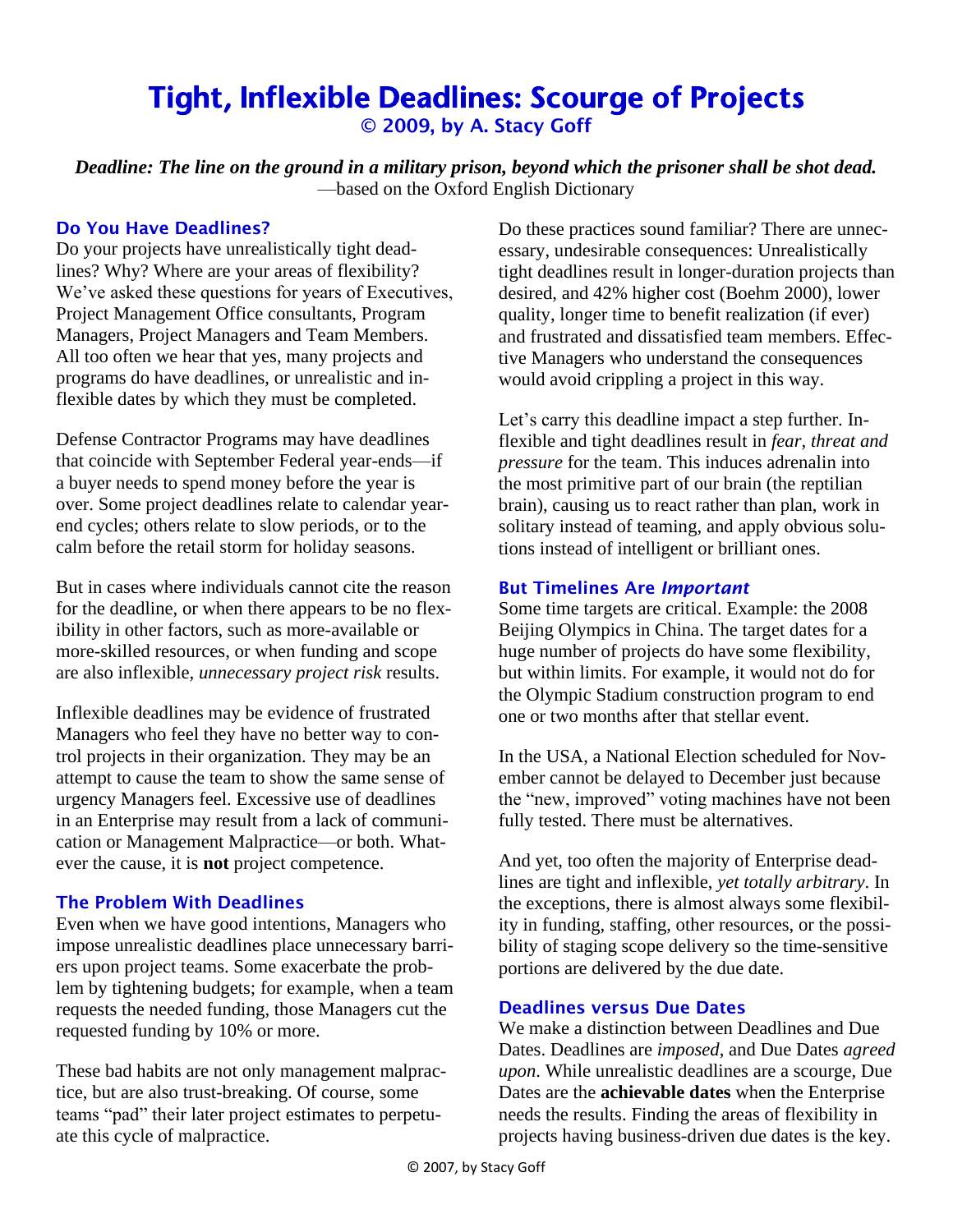# Tight, Inflexible Deadlines: Scourge of Projects

**© 2009, by A. Stacy Goff**

***Deadline: The line on the ground in a military prison, beyond which the prisoner shall be shot dead.***
—based on the Oxford English Dictionary

## Do You Have Deadlines?

Do your projects have unrealistically tight deadlines? Why? Where are your areas of flexibility? We've asked these questions for years of Executives, Project Management Office consultants, Program Managers, Project Managers and Team Members. All too often we hear that yes, many projects and programs do have deadlines, or unrealistic and inflexible dates by which they must be completed.

Defense Contractor Programs may have deadlines that coincide with September Federal year-ends—if a buyer needs to spend money before the year is over. Some project deadlines relate to calendar year-end cycles; others relate to slow periods, or to the calm before the retail storm for holiday seasons.

But in cases where individuals cannot cite the reason for the deadline, or when there appears to be no flexibility in other factors, such as more-available or more-skilled resources, or when funding and scope are also inflexible, *unnecessary project risk* results.

Inflexible deadlines may be evidence of frustrated Managers who feel they have no better way to control projects in their organization. They may be an attempt to cause the team to show the same sense of urgency Managers feel. Excessive use of deadlines in an Enterprise may result from a lack of communication or Management Malpractice—or both. Whatever the cause, it is **not** project competence.

## The Problem With Deadlines

Even when we have good intentions, Managers who impose unrealistic deadlines place unnecessary barriers upon project teams. Some exacerbate the problem by tightening budgets; for example, when a team requests the needed funding, those Managers cut the requested funding by 10% or more.

These bad habits are not only management malpractice, but are also trust-breaking. Of course, some teams "pad" their later project estimates to perpetuate this cycle of malpractice.

Do these practices sound familiar? There are unnecessary, undesirable consequences: Unrealistically tight deadlines result in longer-duration projects than desired, and 42% higher cost (Boehm 2000), lower quality, longer time to benefit realization (if ever) and frustrated and dissatisfied team members. Effective Managers who understand the consequences would avoid crippling a project in this way.

Let's carry this deadline impact a step further. Inflexible and tight deadlines result in *fear, threat and pressure* for the team. This induces adrenalin into the most primitive part of our brain (the reptilian brain), causing us to react rather than plan, work in solitary instead of teaming, and apply obvious solutions instead of intelligent or brilliant ones.

## But Timelines Are *Important*

Some time targets are critical. Example: the 2008 Beijing Olympics in China. The target dates for a huge number of projects do have some flexibility, but within limits. For example, it would not do for the Olympic Stadium construction program to end one or two months after that stellar event.

In the USA, a National Election scheduled for November cannot be delayed to December just because the "new, improved" voting machines have not been fully tested. There must be alternatives.

And yet, too often the majority of Enterprise deadlines are tight and inflexible, *yet totally arbitrary*. In the exceptions, there is almost always some flexibility in funding, staffing, other resources, or the possibility of staging scope delivery so the time-sensitive portions are delivered by the due date.

## Deadlines versus Due Dates

We make a distinction between Deadlines and Due Dates. Deadlines are *imposed*, and Due Dates *agreed upon*. While unrealistic deadlines are a scourge, Due Dates are the **achievable dates** when the Enterprise needs the results. Finding the areas of flexibility in projects having business-driven due dates is the key.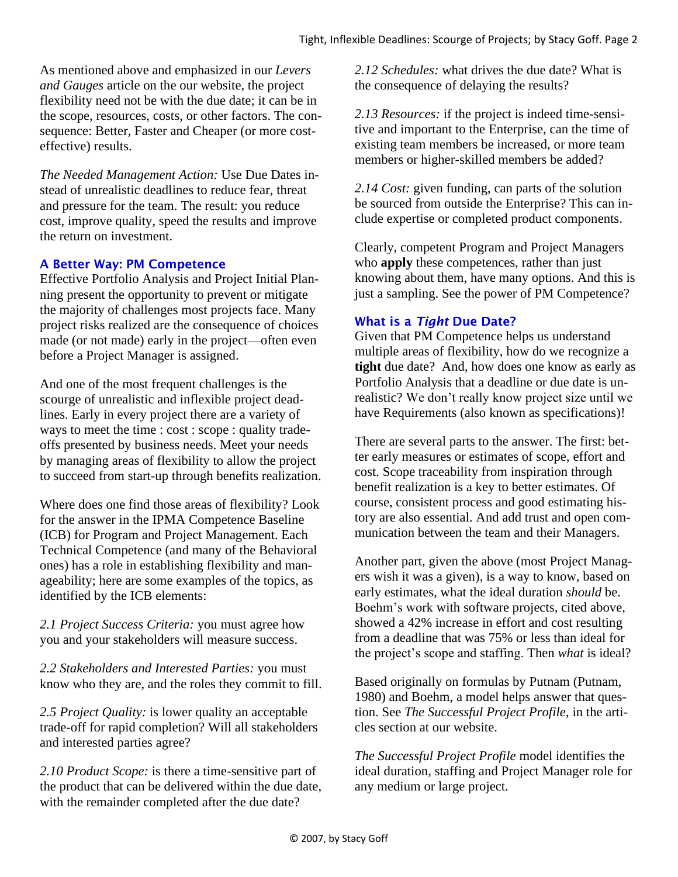As mentioned above and emphasized in our *Levers and Gauges* article on the our website, the project flexibility need not be with the due date; it can be in the scope, resources, costs, or other factors. The consequence: Better, Faster and Cheaper (or more cost-effective) results.

*The Needed Management Action:* Use Due Dates instead of unrealistic deadlines to reduce fear, threat and pressure for the team. The result: you reduce cost, improve quality, speed the results and improve the return on investment.

## A Better Way: PM Competence

Effective Portfolio Analysis and Project Initial Planning present the opportunity to prevent or mitigate the majority of challenges most projects face. Many project risks realized are the consequence of choices made (or not made) early in the project—often even before a Project Manager is assigned.

And one of the most frequent challenges is the scourge of unrealistic and inflexible project deadlines. Early in every project there are a variety of ways to meet the time : cost : scope : quality trade-offs presented by business needs. Meet your needs by managing areas of flexibility to allow the project to succeed from start-up through benefits realization.

Where does one find those areas of flexibility? Look for the answer in the IPMA Competence Baseline (ICB) for Program and Project Management. Each Technical Competence (and many of the Behavioral ones) has a role in establishing flexibility and manageability; here are some examples of the topics, as identified by the ICB elements:

*2.1 Project Success Criteria:* you must agree how you and your stakeholders will measure success.

*2.2 Stakeholders and Interested Parties:* you must know who they are, and the roles they commit to fill.

*2.5 Project Quality:* is lower quality an acceptable trade-off for rapid completion? Will all stakeholders and interested parties agree?

*2.10 Product Scope:* is there a time-sensitive part of the product that can be delivered within the due date, with the remainder completed after the due date?

*2.12 Schedules:* what drives the due date? What is the consequence of delaying the results?

*2.13 Resources:* if the project is indeed time-sensitive and important to the Enterprise, can the time of existing team members be increased, or more team members or higher-skilled members be added?

*2.14 Cost:* given funding, can parts of the solution be sourced from outside the Enterprise? This can include expertise or completed product components.

Clearly, competent Program and Project Managers who **apply** these competences, rather than just knowing about them, have many options. And this is just a sampling. See the power of PM Competence?

## What is a *Tight* Due Date?

Given that PM Competence helps us understand multiple areas of flexibility, how do we recognize a **tight** due date? And, how does one know as early as Portfolio Analysis that a deadline or due date is unrealistic? We don't really know project size until we have Requirements (also known as specifications)!

There are several parts to the answer. The first: better early measures or estimates of scope, effort and cost. Scope traceability from inspiration through benefit realization is a key to better estimates. Of course, consistent process and good estimating history are also essential. And add trust and open communication between the team and their Managers.

Another part, given the above (most Project Managers wish it was a given), is a way to know, based on early estimates, what the ideal duration *should* be. Boehm's work with software projects, cited above, showed a 42% increase in effort and cost resulting from a deadline that was 75% or less than ideal for the project's scope and staffing. Then *what* is ideal?

Based originally on formulas by Putnam (Putnam, 1980) and Boehm, a model helps answer that question. See *The Successful Project Profile*, in the articles section at our website.

*The Successful Project Profile* model identifies the ideal duration, staffing and Project Manager role for any medium or large project.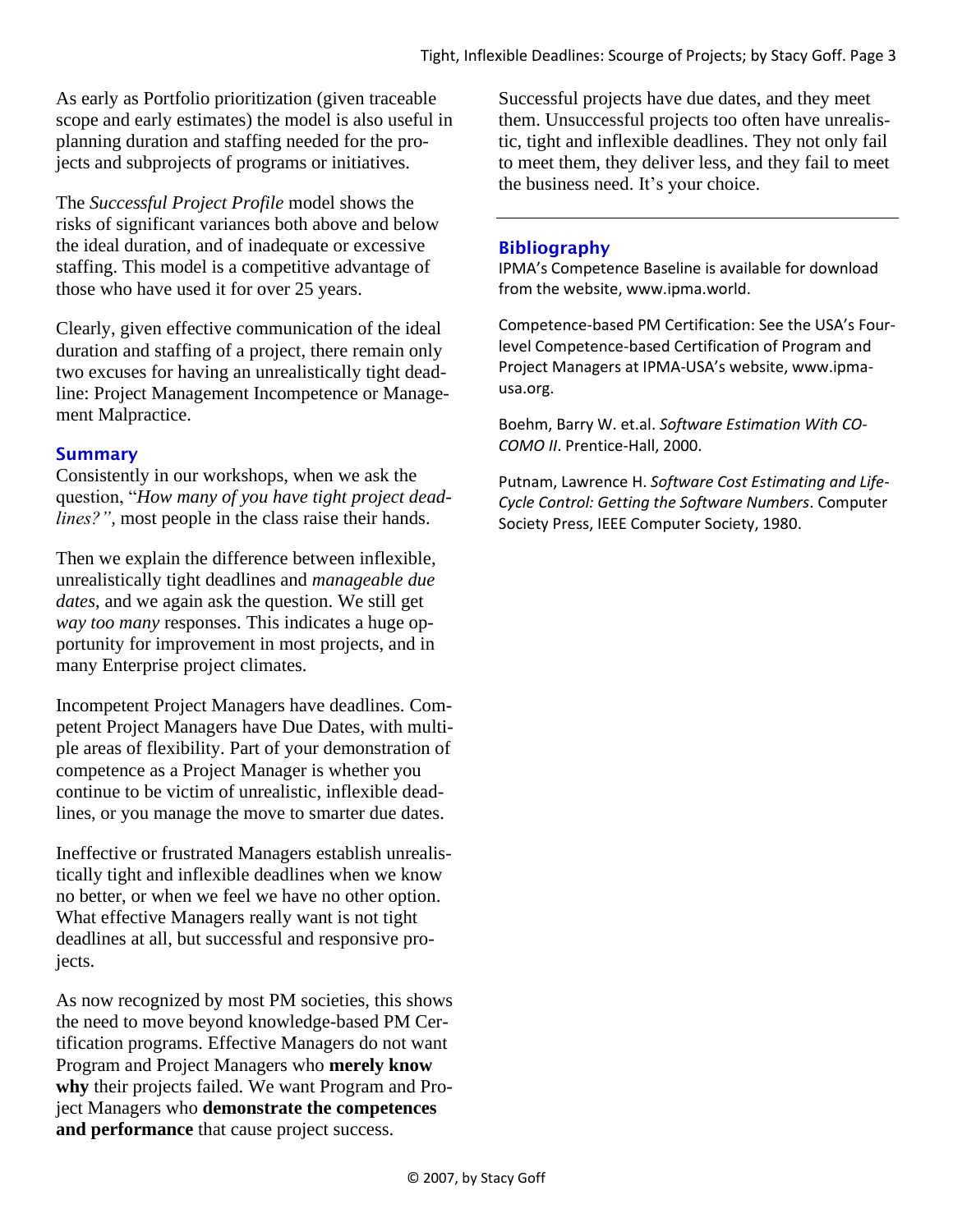As early as Portfolio prioritization (given traceable scope and early estimates) the model is also useful in planning duration and staffing needed for the projects and subprojects of programs or initiatives.

The *Successful Project Profile* model shows the risks of significant variances both above and below the ideal duration, and of inadequate or excessive staffing. This model is a competitive advantage of those who have used it for over 25 years.

Clearly, given effective communication of the ideal duration and staffing of a project, there remain only two excuses for having an unrealistically tight deadline: Project Management Incompetence or Management Malpractice.

## Summary

Consistently in our workshops, when we ask the question, "*How many of you have tight project deadlines?"*, most people in the class raise their hands.

Then we explain the difference between inflexible, unrealistically tight deadlines and *manageable due dates*, and we again ask the question. We still get *way too many* responses. This indicates a huge opportunity for improvement in most projects, and in many Enterprise project climates.

Incompetent Project Managers have deadlines. Competent Project Managers have Due Dates, with multiple areas of flexibility. Part of your demonstration of competence as a Project Manager is whether you continue to be victim of unrealistic, inflexible deadlines, or you manage the move to smarter due dates.

Ineffective or frustrated Managers establish unrealistically tight and inflexible deadlines when we know no better, or when we feel we have no other option. What effective Managers really want is not tight deadlines at all, but successful and responsive projects.

As now recognized by most PM societies, this shows the need to move beyond knowledge-based PM Certification programs. Effective Managers do not want Program and Project Managers who **merely know why** their projects failed. We want Program and Project Managers who **demonstrate the competences and performance** that cause project success.

Successful projects have due dates, and they meet them. Unsuccessful projects too often have unrealistic, tight and inflexible deadlines. They not only fail to meet them, they deliver less, and they fail to meet the business need. It's your choice.

---

## Bibliography

IPMA's Competence Baseline is available for download from the website, www.ipma.world.

Competence-based PM Certification: See the USA's Four-level Competence-based Certification of Program and Project Managers at IPMA-USA's website, www.ipma-usa.org.

Boehm, Barry W. et.al. *Software Estimation With COCOMO II*. Prentice-Hall, 2000.

Putnam, Lawrence H. *Software Cost Estimating and Life-Cycle Control: Getting the Software Numbers*. Computer Society Press, IEEE Computer Society, 1980.

© 2007, by Stacy Goff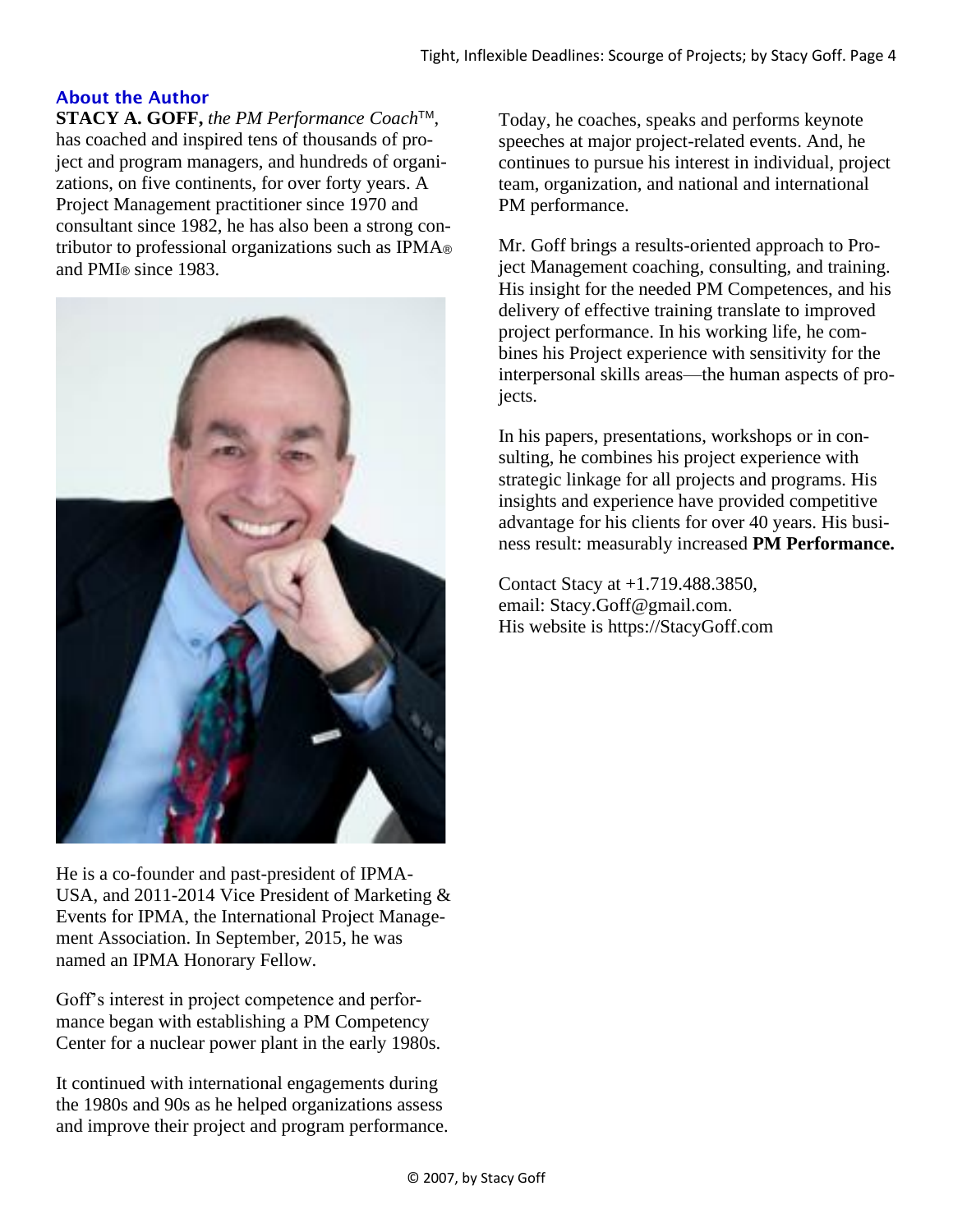## About the Author

**STACY A. GOFF,** *the PM Performance Coach*™, has coached and inspired tens of thousands of project and program managers, and hundreds of organizations, on five continents, for over forty years. A Project Management practitioner since 1970 and consultant since 1982, he has also been a strong contributor to professional organizations such as IPMA® and PMI® since 1983.

He is a co-founder and past-president of IPMA-USA, and 2011-2014 Vice President of Marketing & Events for IPMA, the International Project Management Association. In September, 2015, he was named an IPMA Honorary Fellow.

Goff's interest in project competence and performance began with establishing a PM Competency Center for a nuclear power plant in the early 1980s.

It continued with international engagements during the 1980s and 90s as he helped organizations assess and improve their project and program performance. Today, he coaches, speaks and performs keynote speeches at major project-related events. And, he continues to pursue his interest in individual, project team, organization, and national and international PM performance.

Mr. Goff brings a results-oriented approach to Project Management coaching, consulting, and training. His insight for the needed PM Competences, and his delivery of effective training translate to improved project performance. In his working life, he combines his Project experience with sensitivity for the interpersonal skills areas—the human aspects of projects.

In his papers, presentations, workshops or in consulting, he combines his project experience with strategic linkage for all projects and programs. His insights and experience have provided competitive advantage for his clients for over 40 years. His business result: measurably increased **PM Performance.**

Contact Stacy at +1.719.488.3850,
email: Stacy.Goff@gmail.com.
His website is https://StacyGoff.com

© 2007, by Stacy Goff